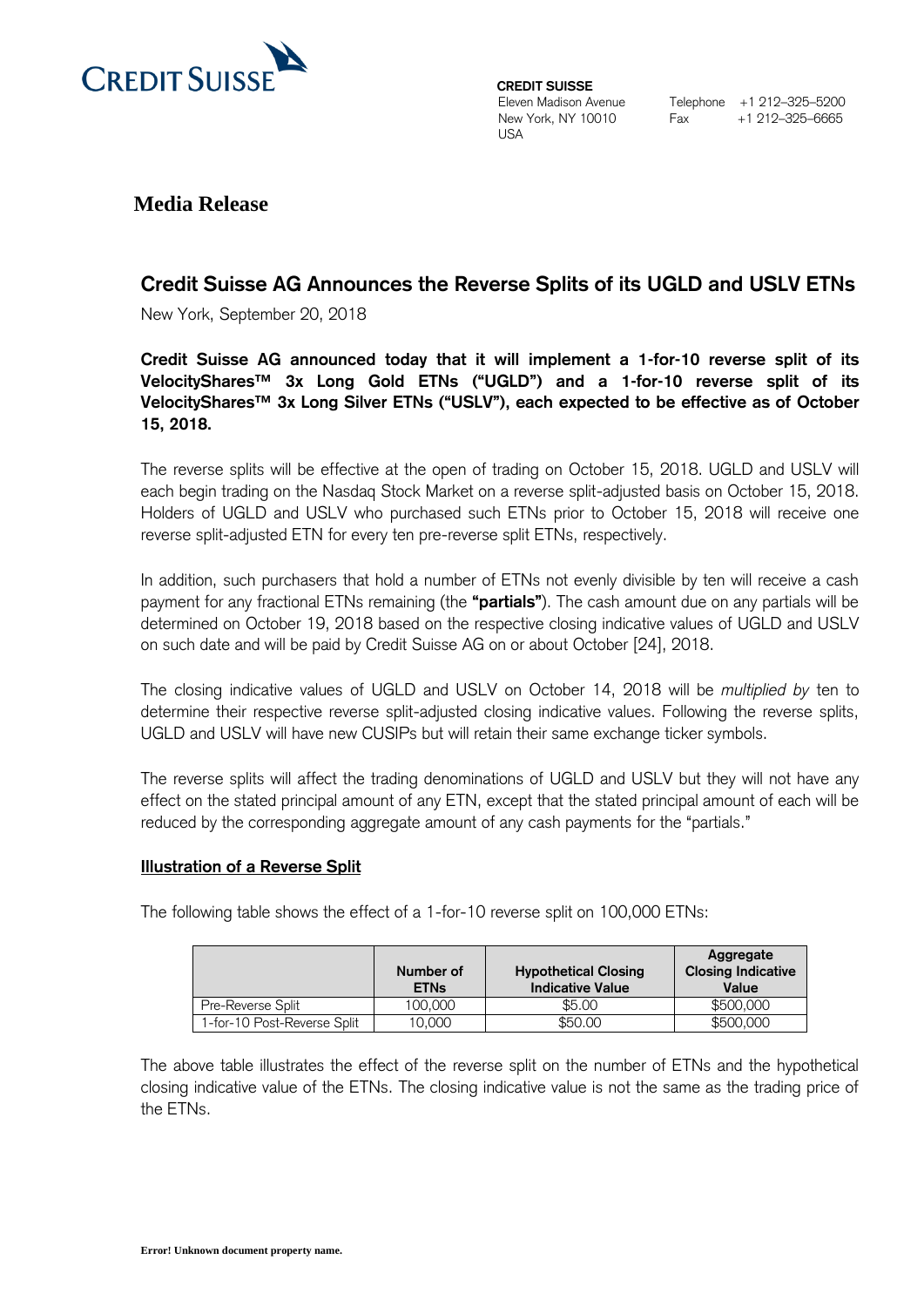CREDIT SUISSE

**CREDIT SUISSE**
Eleven Madison Avenue
New York, NY 10010
USA

Telephone +1 212–325–5200
Fax +1 212–325–6665

# Media Release

## Credit Suisse AG Announces the Reverse Splits of its UGLD and USLV ETNs

New York, September 20, 2018

**Credit Suisse AG announced today that it will implement a 1-for-10 reverse split of its VelocityShares™ 3x Long Gold ETNs ("UGLD") and a 1-for-10 reverse split of its VelocityShares™ 3x Long Silver ETNs ("USLV"), each expected to be effective as of October 15, 2018.**

The reverse splits will be effective at the open of trading on October 15, 2018. UGLD and USLV will each begin trading on the Nasdaq Stock Market on a reverse split-adjusted basis on October 15, 2018. Holders of UGLD and USLV who purchased such ETNs prior to October 15, 2018 will receive one reverse split-adjusted ETN for every ten pre-reverse split ETNs, respectively.

In addition, such purchasers that hold a number of ETNs not evenly divisible by ten will receive a cash payment for any fractional ETNs remaining (the **"partials"**). The cash amount due on any partials will be determined on October 19, 2018 based on the respective closing indicative values of UGLD and USLV on such date and will be paid by Credit Suisse AG on or about October [24], 2018.

The closing indicative values of UGLD and USLV on October 14, 2018 will be *multiplied by* ten to determine their respective reverse split-adjusted closing indicative values. Following the reverse splits, UGLD and USLV will have new CUSIPs but will retain their same exchange ticker symbols.

The reverse splits will affect the trading denominations of UGLD and USLV but they will not have any effect on the stated principal amount of any ETN, except that the stated principal amount of each will be reduced by the corresponding aggregate amount of any cash payments for the "partials."

### Illustration of a Reverse Split

The following table shows the effect of a 1-for-10 reverse split on 100,000 ETNs:

| | Number of ETNs | Hypothetical Closing Indicative Value | Aggregate Closing Indicative Value |
|---|---|---|---|
| Pre-Reverse Split | 100,000 | $5.00 | $500,000 |
| 1-for-10 Post-Reverse Split | 10,000 | $50.00 | $500,000 |

The above table illustrates the effect of the reverse split on the number of ETNs and the hypothetical closing indicative value of the ETNs. The closing indicative value is not the same as the trading price of the ETNs.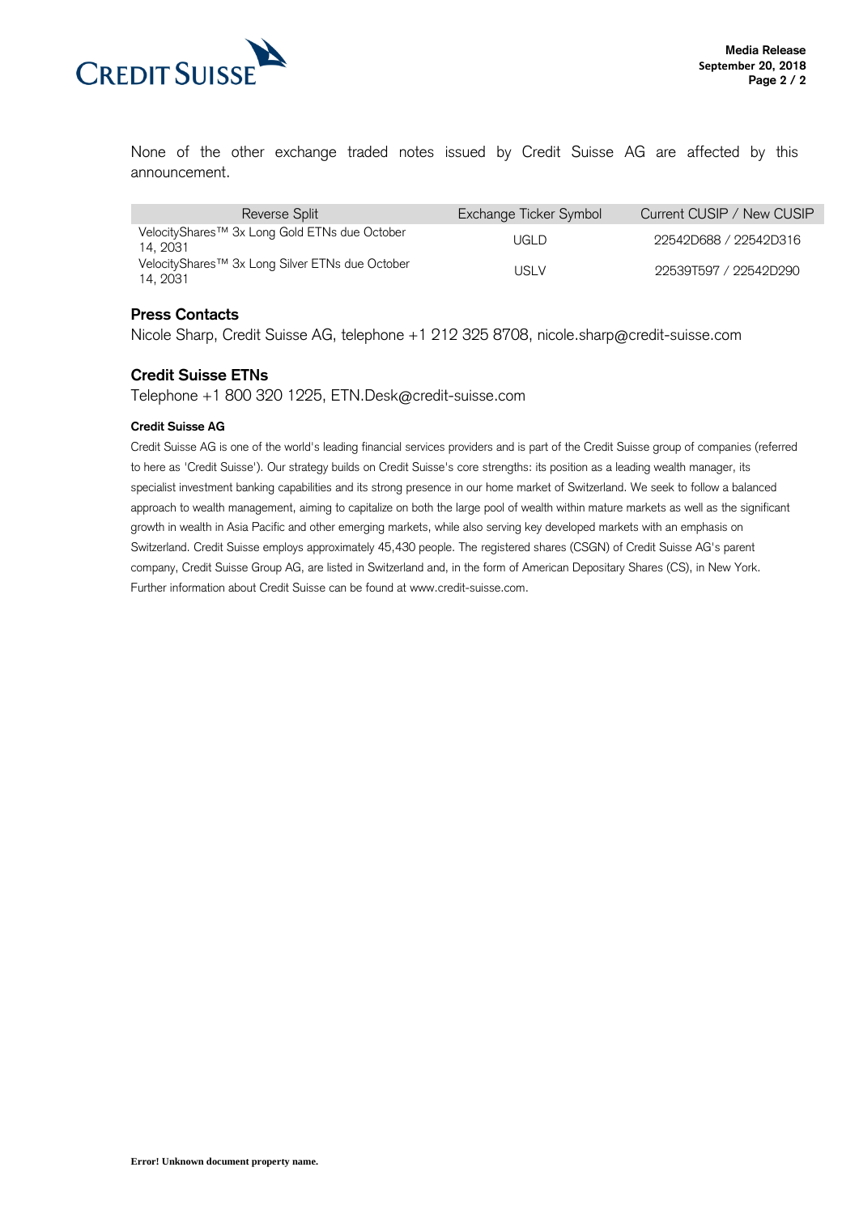None of the other exchange traded notes issued by Credit Suisse AG are affected by this announcement.

| Reverse Split | Exchange Ticker Symbol | Current CUSIP / New CUSIP |
| --- | --- | --- |
| VelocityShares™ 3x Long Gold ETNs due October 14, 2031 | UGLD | 22542D688 / 22542D316 |
| VelocityShares™ 3x Long Silver ETNs due October 14, 2031 | USLV | 22539T597 / 22542D290 |

### Press Contacts

Nicole Sharp, Credit Suisse AG, telephone +1 212 325 8708, nicole.sharp@credit-suisse.com

### Credit Suisse ETNs

Telephone +1 800 320 1225, ETN.Desk@credit-suisse.com

**Credit Suisse AG**

Credit Suisse AG is one of the world's leading financial services providers and is part of the Credit Suisse group of companies (referred to here as 'Credit Suisse'). Our strategy builds on Credit Suisse's core strengths: its position as a leading wealth manager, its specialist investment banking capabilities and its strong presence in our home market of Switzerland. We seek to follow a balanced approach to wealth management, aiming to capitalize on both the large pool of wealth within mature markets as well as the significant growth in wealth in Asia Pacific and other emerging markets, while also serving key developed markets with an emphasis on Switzerland. Credit Suisse employs approximately 45,430 people. The registered shares (CSGN) of Credit Suisse AG's parent company, Credit Suisse Group AG, are listed in Switzerland and, in the form of American Depositary Shares (CS), in New York. Further information about Credit Suisse can be found at www.credit-suisse.com.

**Error! Unknown document property name.**